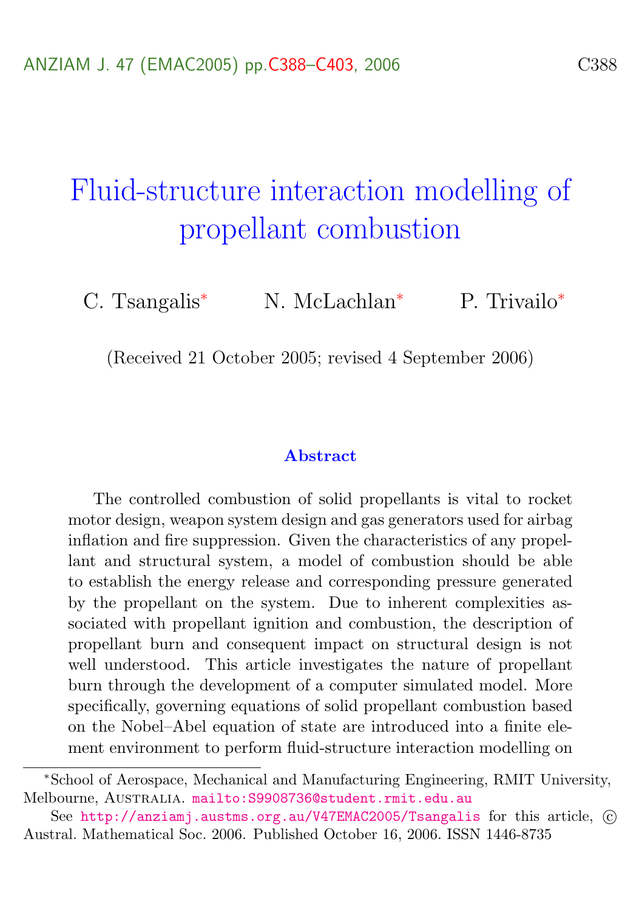# Fluid-structure interaction modelling of propellant combustion

C. Tsangalis* N. McLachlan* P. Trivailo*

(Received 21 October 2005; revised 4 September 2006)

### Abstract

The controlled combustion of solid propellants is vital to rocket motor design, weapon system design and gas generators used for airbag inflation and fire suppression. Given the characteristics of any propellant and structural system, a model of combustion should be able to establish the energy release and corresponding pressure generated by the propellant on the system. Due to inherent complexities associated with propellant ignition and combustion, the description of propellant burn and consequent impact on structural design is not well understood. This article investigates the nature of propellant burn through the development of a computer simulated model. More specifically, governing equations of solid propellant combustion based on the Nobel–Abel equation of state are introduced into a finite element environment to perform fluid-structure interaction modelling on

---

*School of Aerospace, Mechanical and Manufacturing Engineering, RMIT University, Melbourne, Australia. mailto:S9908736@student.rmit.edu.au

See http://anziamj.austms.org.au/V47EMAC2005/Tsangalis for this article, © Austral. Mathematical Soc. 2006. Published October 16, 2006. ISSN 1446-8735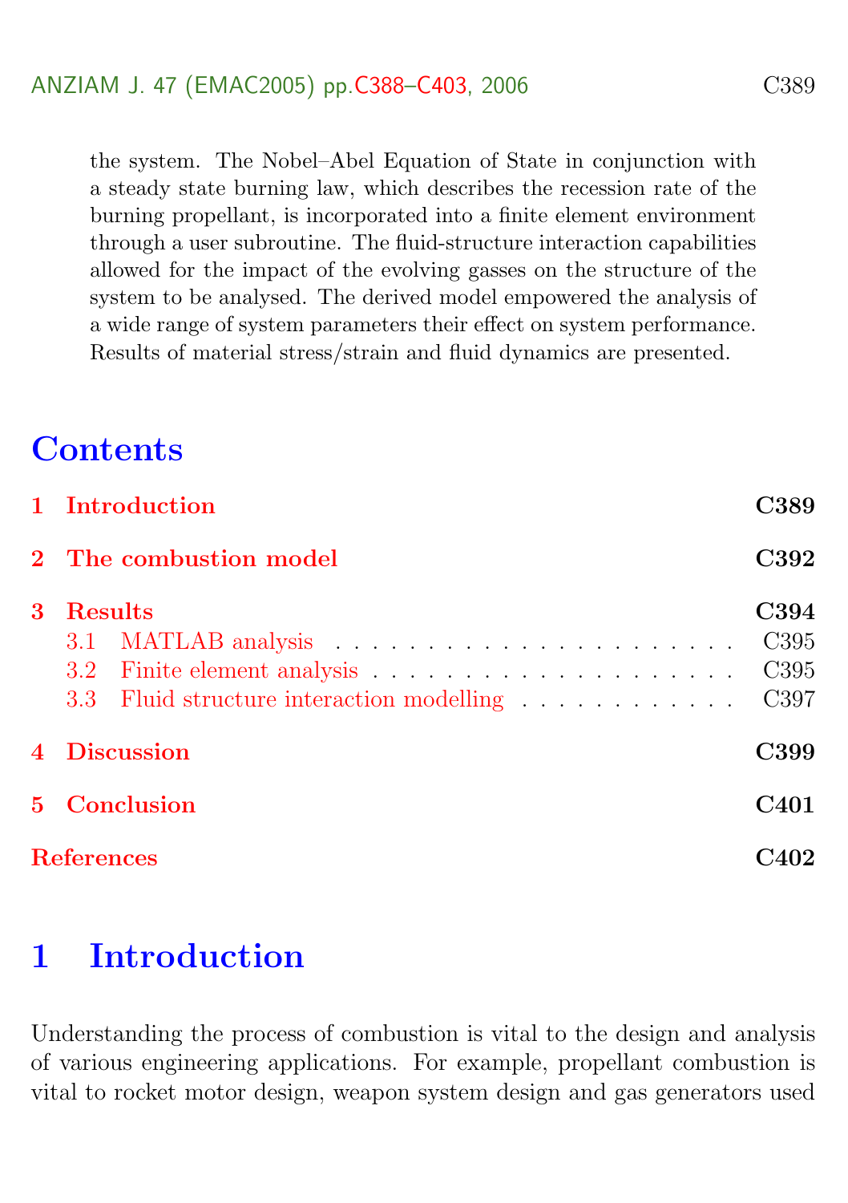the system. The Nobel–Abel Equation of State in conjunction with a steady state burning law, which describes the recession rate of the burning propellant, is incorporated into a finite element environment through a user subroutine. The fluid-structure interaction capabilities allowed for the impact of the evolving gasses on the structure of the system to be analysed. The derived model empowered the analysis of a wide range of system parameters their effect on system performance. Results of material stress/strain and fluid dynamics are presented.

## Contents

- 1 Introduction — C389
- 2 The combustion model — C392
- 3 Results — C394
  - 3.1 MATLAB analysis — C395
  - 3.2 Finite element analysis — C395
  - 3.3 Fluid structure interaction modelling — C397
- 4 Discussion — C399
- 5 Conclusion — C401
- References — C402

## 1 Introduction

Understanding the process of combustion is vital to the design and analysis of various engineering applications. For example, propellant combustion is vital to rocket motor design, weapon system design and gas generators used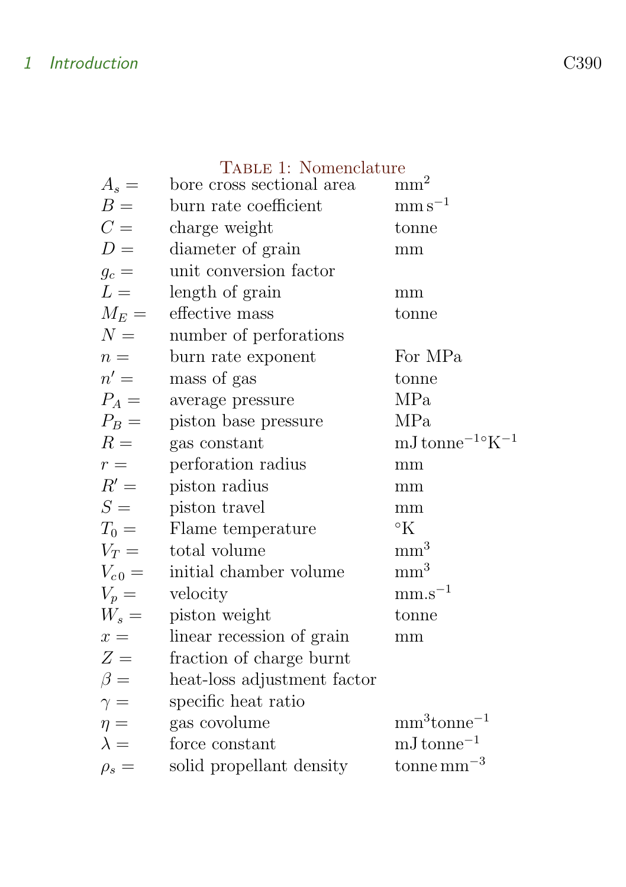Table 1: Nomenclature

| | | |
|---|---|---|
| $A_s =$ | bore cross sectional area | $\mathrm{mm}^2$ |
| $B =$ | burn rate coefficient | $\mathrm{mm\,s^{-1}}$ |
| $C =$ | charge weight | tonne |
| $D =$ | diameter of grain | mm |
| $g_c =$ | unit conversion factor | |
| $L =$ | length of grain | mm |
| $M_E =$ | effective mass | tonne |
| $N =$ | number of perforations | |
| $n =$ | burn rate exponent | For MPa |
| $n' =$ | mass of gas | tonne |
| $P_A =$ | average pressure | MPa |
| $P_B =$ | piston base pressure | MPa |
| $R =$ | gas constant | $\mathrm{mJ\,tonne^{-1}\,{}^{\circ}K^{-1}}$ |
| $r =$ | perforation radius | mm |
| $R' =$ | piston radius | mm |
| $S =$ | piston travel | mm |
| $T_0 =$ | Flame temperature | $^{\circ}$K |
| $V_T =$ | total volume | $\mathrm{mm}^3$ |
| $V_{c0} =$ | initial chamber volume | $\mathrm{mm}^3$ |
| $V_p =$ | velocity | $\mathrm{mm.s^{-1}}$ |
| $W_s =$ | piston weight | tonne |
| $x =$ | linear recession of grain | mm |
| $Z =$ | fraction of charge burnt | |
| $\beta =$ | heat-loss adjustment factor | |
| $\gamma =$ | specific heat ratio | |
| $\eta =$ | gas covolume | $\mathrm{mm^3 tonne^{-1}}$ |
| $\lambda =$ | force constant | $\mathrm{mJ\,tonne^{-1}}$ |
| $\rho_s =$ | solid propellant density | $\mathrm{tonne\,mm^{-3}}$ |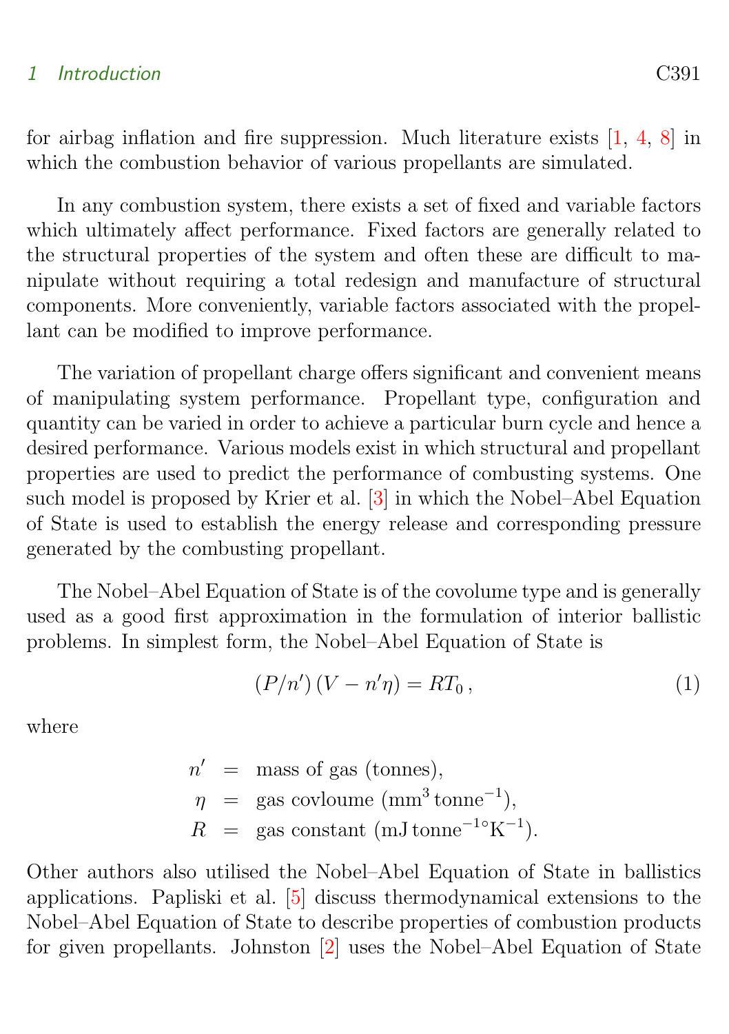for airbag inflation and fire suppression. Much literature exists [1, 4, 8] in which the combustion behavior of various propellants are simulated.

In any combustion system, there exists a set of fixed and variable factors which ultimately affect performance. Fixed factors are generally related to the structural properties of the system and often these are difficult to manipulate without requiring a total redesign and manufacture of structural components. More conveniently, variable factors associated with the propellant can be modified to improve performance.

The variation of propellant charge offers significant and convenient means of manipulating system performance. Propellant type, configuration and quantity can be varied in order to achieve a particular burn cycle and hence a desired performance. Various models exist in which structural and propellant properties are used to predict the performance of combusting systems. One such model is proposed by Krier et al. [3] in which the Nobel–Abel Equation of State is used to establish the energy release and corresponding pressure generated by the combusting propellant.

The Nobel–Abel Equation of State is of the covolume type and is generally used as a good first approximation in the formulation of interior ballistic problems. In simplest form, the Nobel–Abel Equation of State is

$$(P/n')\,(V - n'\eta) = RT_0\,, \tag{1}$$

where

$$\begin{aligned} n' &= \text{mass of gas (tonnes)}, \\ \eta &= \text{gas covloume } (\text{mm}^3\,\text{tonne}^{-1}), \\ R &= \text{gas constant } (\text{mJ}\,\text{tonne}^{-1\circ}\text{K}^{-1}). \end{aligned}$$

Other authors also utilised the Nobel–Abel Equation of State in ballistics applications. Papliski et al. [5] discuss thermodynamical extensions to the Nobel–Abel Equation of State to describe properties of combustion products for given propellants. Johnston [2] uses the Nobel–Abel Equation of State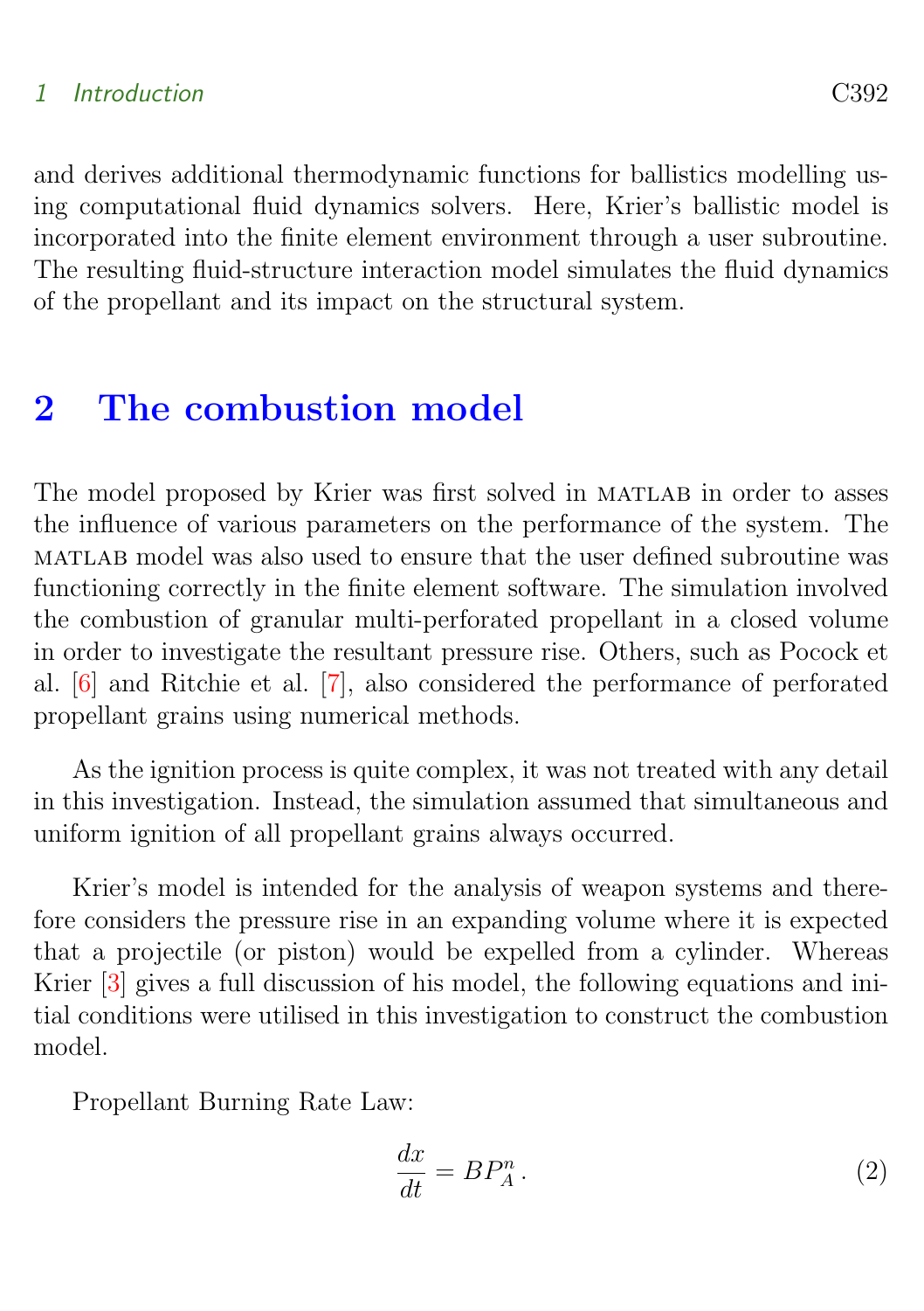and derives additional thermodynamic functions for ballistics modelling using computational fluid dynamics solvers. Here, Krier's ballistic model is incorporated into the finite element environment through a user subroutine. The resulting fluid-structure interaction model simulates the fluid dynamics of the propellant and its impact on the structural system.

# 2 The combustion model

The model proposed by Krier was first solved in MATLAB in order to asses the influence of various parameters on the performance of the system. The MATLAB model was also used to ensure that the user defined subroutine was functioning correctly in the finite element software. The simulation involved the combustion of granular multi-perforated propellant in a closed volume in order to investigate the resultant pressure rise. Others, such as Pocock et al. [6] and Ritchie et al. [7], also considered the performance of perforated propellant grains using numerical methods.

As the ignition process is quite complex, it was not treated with any detail in this investigation. Instead, the simulation assumed that simultaneous and uniform ignition of all propellant grains always occurred.

Krier's model is intended for the analysis of weapon systems and therefore considers the pressure rise in an expanding volume where it is expected that a projectile (or piston) would be expelled from a cylinder. Whereas Krier [3] gives a full discussion of his model, the following equations and initial conditions were utilised in this investigation to construct the combustion model.

Propellant Burning Rate Law:

$$\frac{dx}{dt} = BP_A^n\,. \tag{2}$$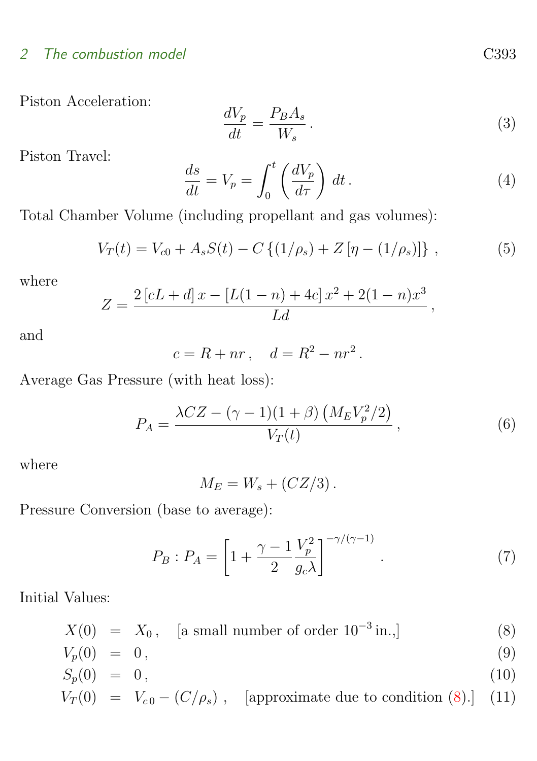Piston Acceleration:

$$\frac{dV_p}{dt} = \frac{P_B A_s}{W_s}\,. \tag{3}$$

Piston Travel:

$$\frac{ds}{dt} = V_p = \int_0^t \left(\frac{dV_p}{d\tau}\right)\,dt\,. \tag{4}$$

Total Chamber Volume (including propellant and gas volumes):

$$V_T(t) = V_{c0} + A_s S(t) - C\left\{(1/\rho_s) + Z\left[\eta - (1/\rho_s)\right]\right\}\,, \tag{5}$$

where

$$Z = \frac{2\left[cL + d\right]x - \left[L(1-n) + 4c\right]x^2 + 2(1-n)x^3}{Ld}\,,$$

and

$$c = R + nr\,, \quad d = R^2 - nr^2\,.$$

Average Gas Pressure (with heat loss):

$$P_A = \frac{\lambda CZ - (\gamma - 1)(1+\beta)\left(M_E V_p^2/2\right)}{V_T(t)}\,, \tag{6}$$

where

$$M_E = W_s + (CZ/3)\,.$$

Pressure Conversion (base to average):

$$P_B : P_A = \left[1 + \frac{\gamma - 1}{2}\frac{V_p^2}{g_c \lambda}\right]^{-\gamma/(\gamma-1)}\,. \tag{7}$$

Initial Values:

$$X(0) = X_0\,, \quad \text{[a small number of order } 10^{-3}\text{ in.,]} \tag{8}$$

$$V_p(0) = 0\,, \tag{9}$$

$$S_p(0) = 0\,, \tag{10}$$

$$V_T(0) = V_{c\,0} - (C/\rho_s)\,, \quad \text{[approximate due to condition (8).]} \tag{11}$$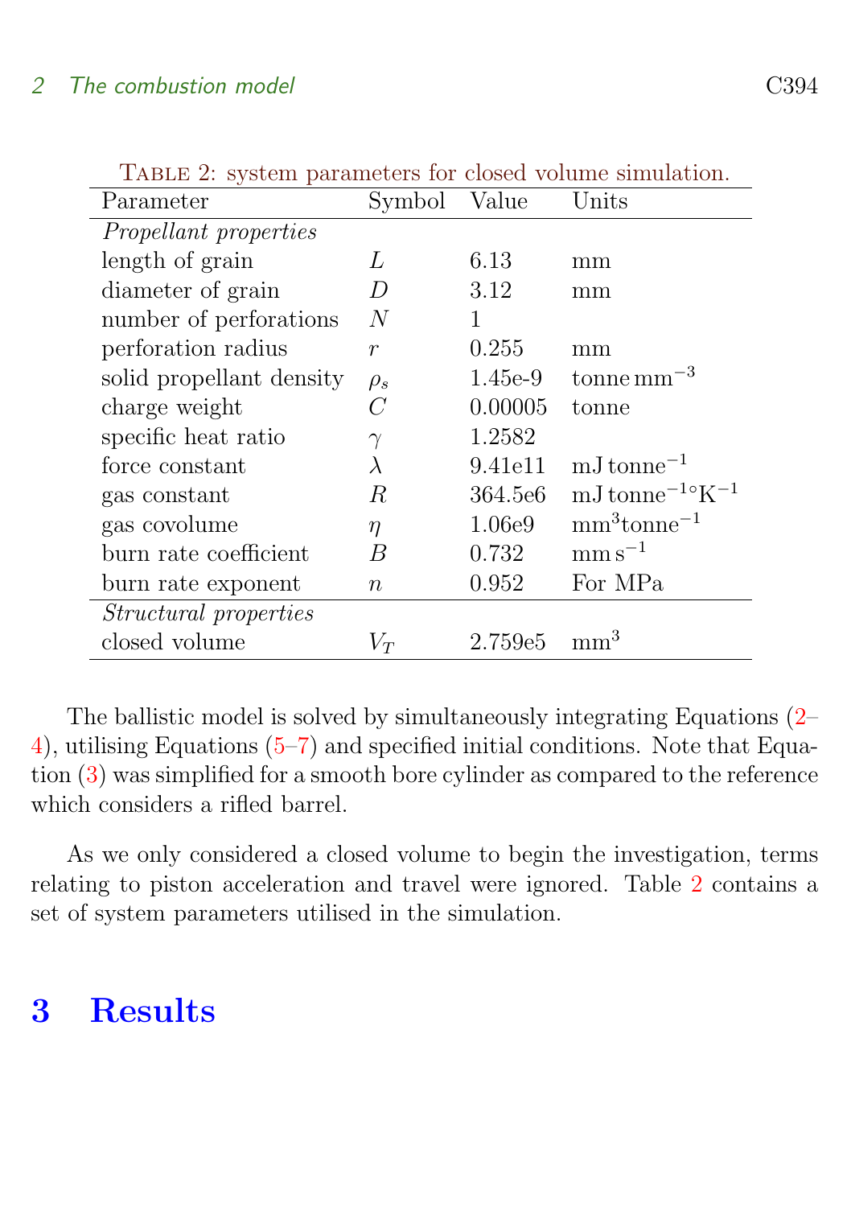Table 2: system parameters for closed volume simulation.

| Parameter | Symbol | Value | Units |
|---|---|---|---|
| *Propellant properties* | | | |
| length of grain | $L$ | 6.13 | mm |
| diameter of grain | $D$ | 3.12 | mm |
| number of perforations | $N$ | 1 | |
| perforation radius | $r$ | 0.255 | mm |
| solid propellant density | $\rho_s$ | 1.45e-9 | $\text{tonne}\,\text{mm}^{-3}$ |
| charge weight | $C$ | 0.00005 | tonne |
| specific heat ratio | $\gamma$ | 1.2582 | |
| force constant | $\lambda$ | 9.41e11 | $\text{mJ}\,\text{tonne}^{-1}$ |
| gas constant | $R$ | 364.5e6 | $\text{mJ}\,\text{tonne}^{-1}{}^\circ\text{K}^{-1}$ |
| gas covolume | $\eta$ | 1.06e9 | $\text{mm}^3\text{tonne}^{-1}$ |
| burn rate coefficient | $B$ | 0.732 | $\text{mm}\,\text{s}^{-1}$ |
| burn rate exponent | $n$ | 0.952 | For MPa |
| *Structural properties* | | | |
| closed volume | $V_T$ | 2.759e5 | $\text{mm}^3$ |

The ballistic model is solved by simultaneously integrating Equations (2–4), utilising Equations (5–7) and specified initial conditions. Note that Equation (3) was simplified for a smooth bore cylinder as compared to the reference which considers a rifled barrel.

As we only considered a closed volume to begin the investigation, terms relating to piston acceleration and travel were ignored. Table 2 contains a set of system parameters utilised in the simulation.

# 3 Results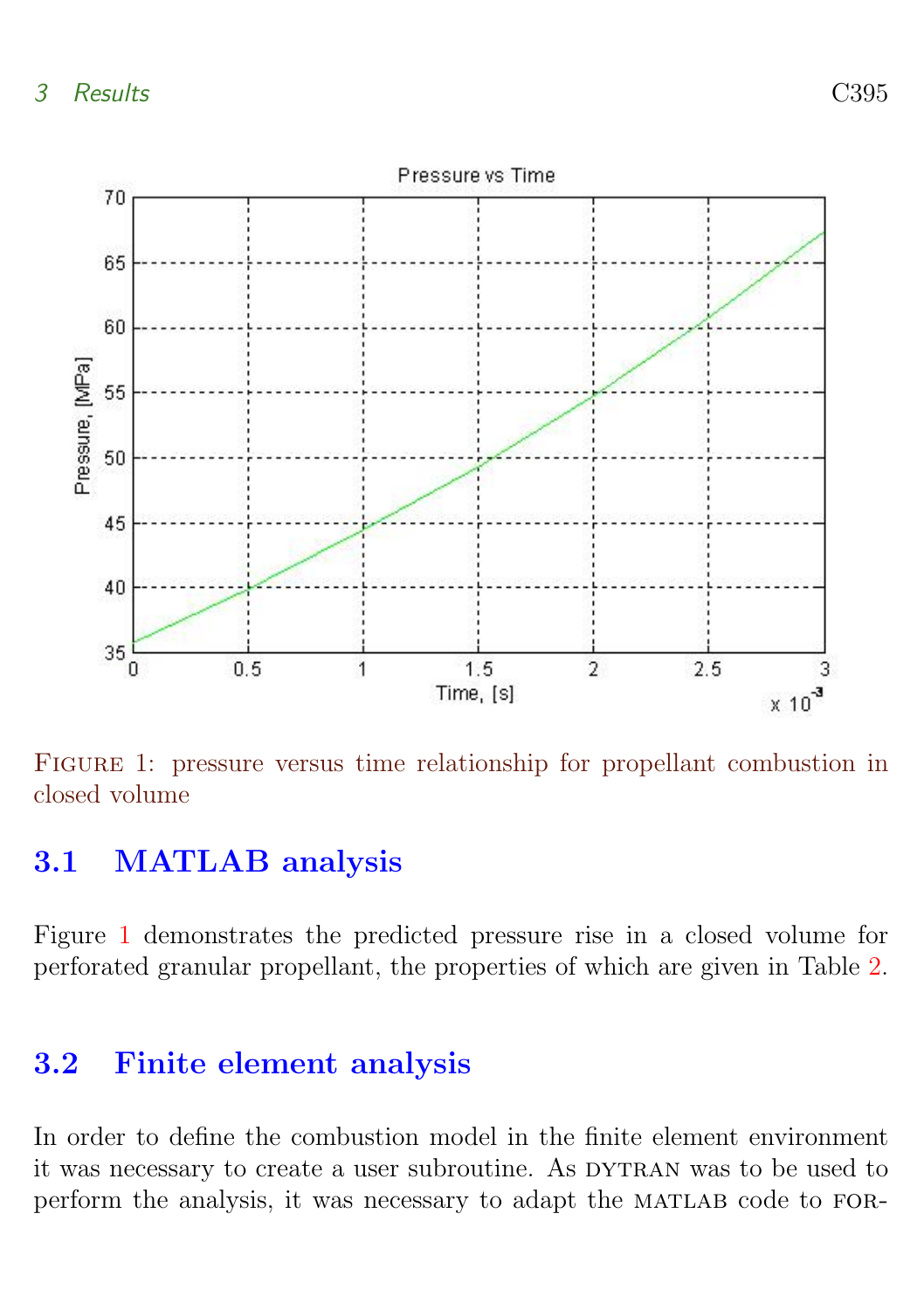FIGURE 1: pressure versus time relationship for propellant combustion in closed volume

### 3.1 MATLAB analysis

Figure 1 demonstrates the predicted pressure rise in a closed volume for perforated granular propellant, the properties of which are given in Table 2.

### 3.2 Finite element analysis

In order to define the combustion model in the finite element environment it was necessary to create a user subroutine. As DYTRAN was to be used to perform the analysis, it was necessary to adapt the MATLAB code to FOR-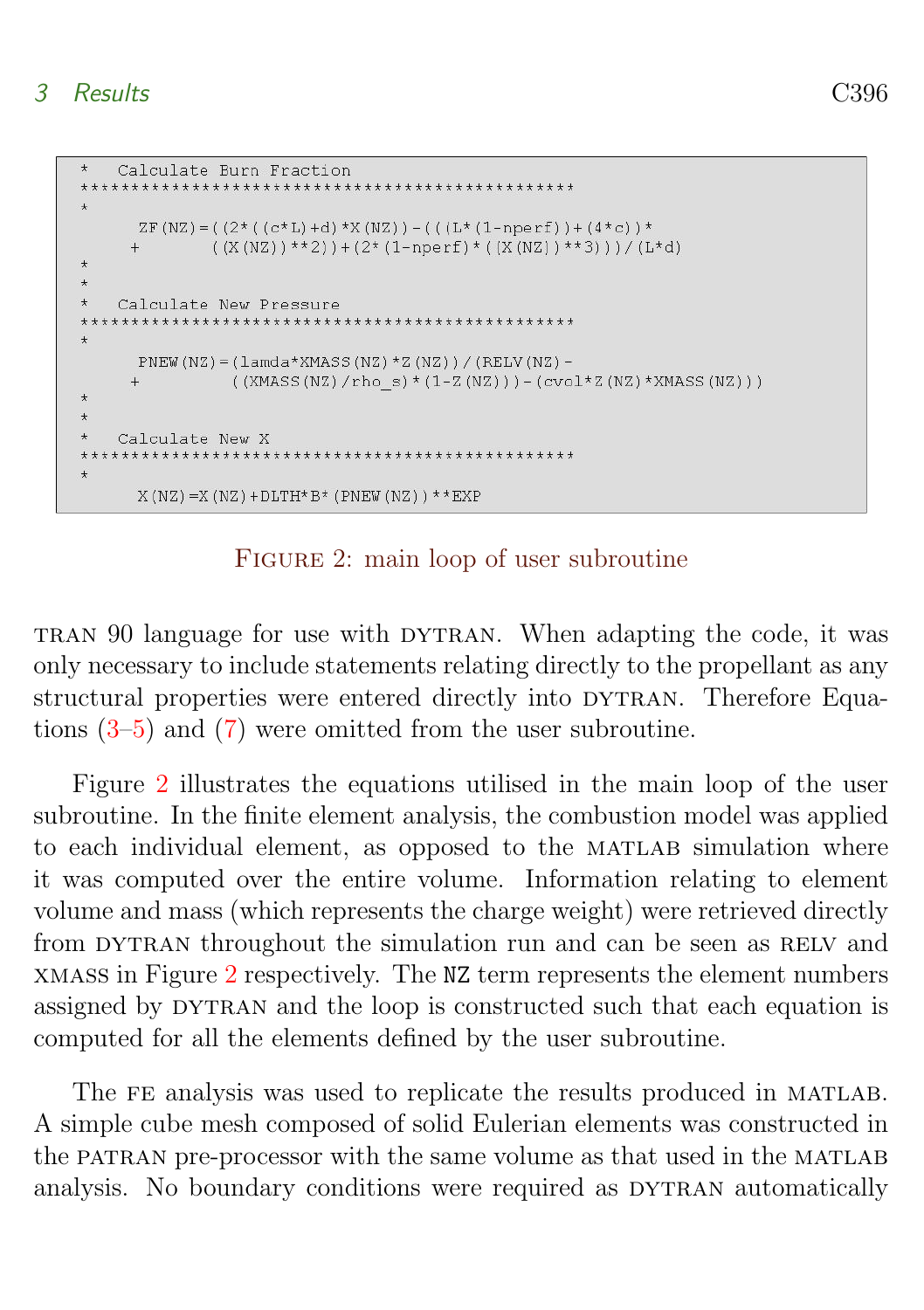```
*   Calculate Burn Fraction
************************************************
*
      ZF(NZ)=((2*((c*L)+d)*X(NZ))-(((L*(1-nperf))+(4*c))*
     +       ((X(NZ))**2))+(2*(1-nperf)*((X(NZ))**3)))/(L*d)
*
*
*   Calculate New Pressure
************************************************
*
      PNEW(NZ)=(lamda*XMASS(NZ)*Z(NZ))/(RELV(NZ)-
     +         ((XMASS(NZ)/rho_s)*(1-Z(NZ)))-(cvol*Z(NZ)*XMASS(NZ)))
*
*
*   Calculate New X
************************************************
*
      X(NZ)=X(NZ)+DLTH*B*(PNEW(NZ))**EXP
```

Figure 2: main loop of user subroutine

TRAN 90 language for use with DYTRAN. When adapting the code, it was only necessary to include statements relating directly to the propellant as any structural properties were entered directly into DYTRAN. Therefore Equations (3–5) and (7) were omitted from the user subroutine.

Figure 2 illustrates the equations utilised in the main loop of the user subroutine. In the finite element analysis, the combustion model was applied to each individual element, as opposed to the MATLAB simulation where it was computed over the entire volume. Information relating to element volume and mass (which represents the charge weight) were retrieved directly from DYTRAN throughout the simulation run and can be seen as RELV and XMASS in Figure 2 respectively. The `NZ` term represents the element numbers assigned by DYTRAN and the loop is constructed such that each equation is computed for all the elements defined by the user subroutine.

The FE analysis was used to replicate the results produced in MATLAB. A simple cube mesh composed of solid Eulerian elements was constructed in the PATRAN pre-processor with the same volume as that used in the MATLAB analysis. No boundary conditions were required as DYTRAN automatically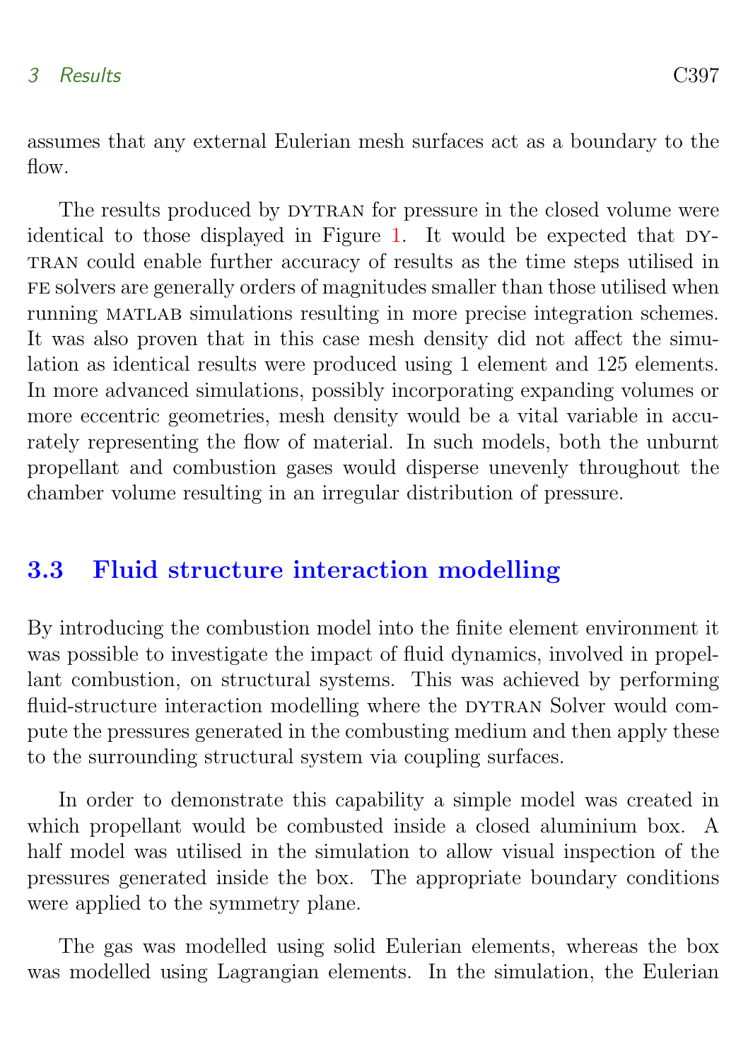assumes that any external Eulerian mesh surfaces act as a boundary to the flow.

The results produced by DYTRAN for pressure in the closed volume were identical to those displayed in Figure 1. It would be expected that DYTRAN could enable further accuracy of results as the time steps utilised in FE solvers are generally orders of magnitudes smaller than those utilised when running MATLAB simulations resulting in more precise integration schemes. It was also proven that in this case mesh density did not affect the simulation as identical results were produced using 1 element and 125 elements. In more advanced simulations, possibly incorporating expanding volumes or more eccentric geometries, mesh density would be a vital variable in accurately representing the flow of material. In such models, both the unburnt propellant and combustion gases would disperse unevenly throughout the chamber volume resulting in an irregular distribution of pressure.

## 3.3 Fluid structure interaction modelling

By introducing the combustion model into the finite element environment it was possible to investigate the impact of fluid dynamics, involved in propellant combustion, on structural systems. This was achieved by performing fluid-structure interaction modelling where the DYTRAN Solver would compute the pressures generated in the combusting medium and then apply these to the surrounding structural system via coupling surfaces.

In order to demonstrate this capability a simple model was created in which propellant would be combusted inside a closed aluminium box. A half model was utilised in the simulation to allow visual inspection of the pressures generated inside the box. The appropriate boundary conditions were applied to the symmetry plane.

The gas was modelled using solid Eulerian elements, whereas the box was modelled using Lagrangian elements. In the simulation, the Eulerian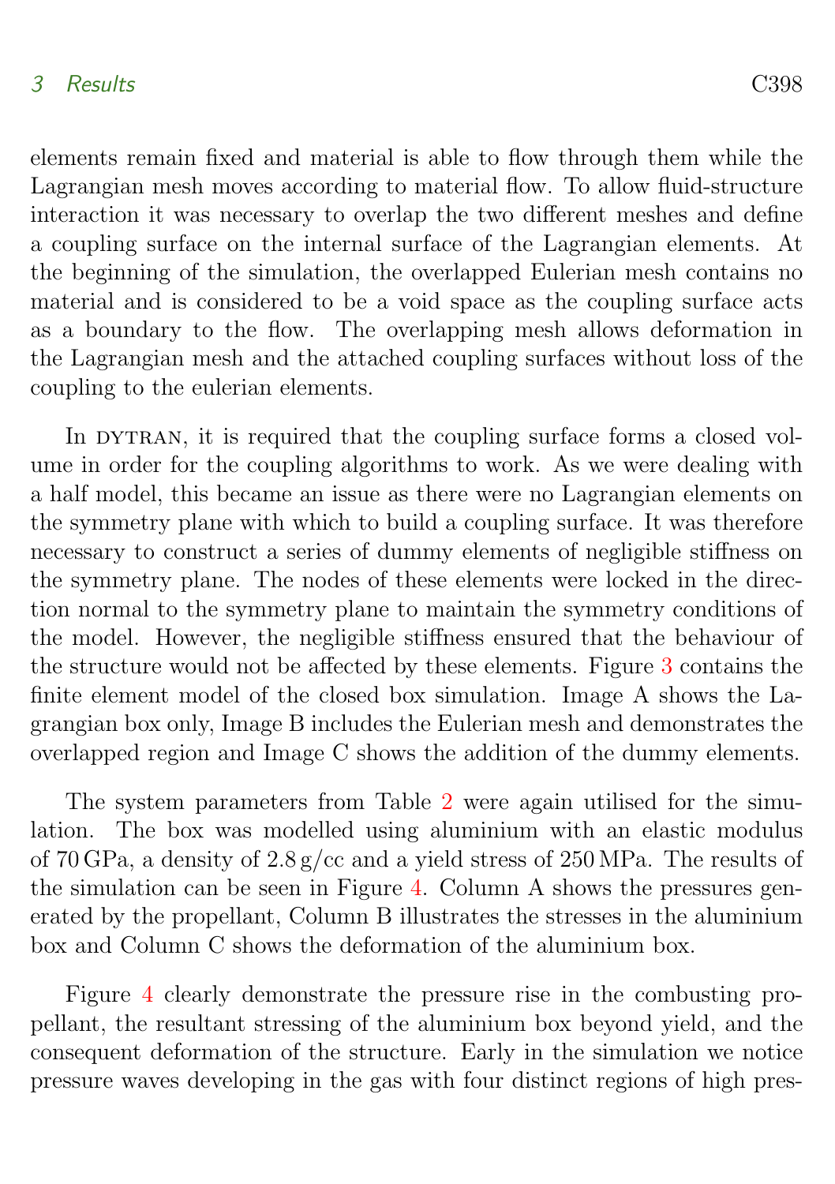elements remain fixed and material is able to flow through them while the Lagrangian mesh moves according to material flow. To allow fluid-structure interaction it was necessary to overlap the two different meshes and define a coupling surface on the internal surface of the Lagrangian elements. At the beginning of the simulation, the overlapped Eulerian mesh contains no material and is considered to be a void space as the coupling surface acts as a boundary to the flow. The overlapping mesh allows deformation in the Lagrangian mesh and the attached coupling surfaces without loss of the coupling to the eulerian elements.

In DYTRAN, it is required that the coupling surface forms a closed volume in order for the coupling algorithms to work. As we were dealing with a half model, this became an issue as there were no Lagrangian elements on the symmetry plane with which to build a coupling surface. It was therefore necessary to construct a series of dummy elements of negligible stiffness on the symmetry plane. The nodes of these elements were locked in the direction normal to the symmetry plane to maintain the symmetry conditions of the model. However, the negligible stiffness ensured that the behaviour of the structure would not be affected by these elements. Figure 3 contains the finite element model of the closed box simulation. Image A shows the Lagrangian box only, Image B includes the Eulerian mesh and demonstrates the overlapped region and Image C shows the addition of the dummy elements.

The system parameters from Table 2 were again utilised for the simulation. The box was modelled using aluminium with an elastic modulus of 70 GPa, a density of 2.8 g/cc and a yield stress of 250 MPa. The results of the simulation can be seen in Figure 4. Column A shows the pressures generated by the propellant, Column B illustrates the stresses in the aluminium box and Column C shows the deformation of the aluminium box.

Figure 4 clearly demonstrate the pressure rise in the combusting propellant, the resultant stressing of the aluminium box beyond yield, and the consequent deformation of the structure. Early in the simulation we notice pressure waves developing in the gas with four distinct regions of high pres-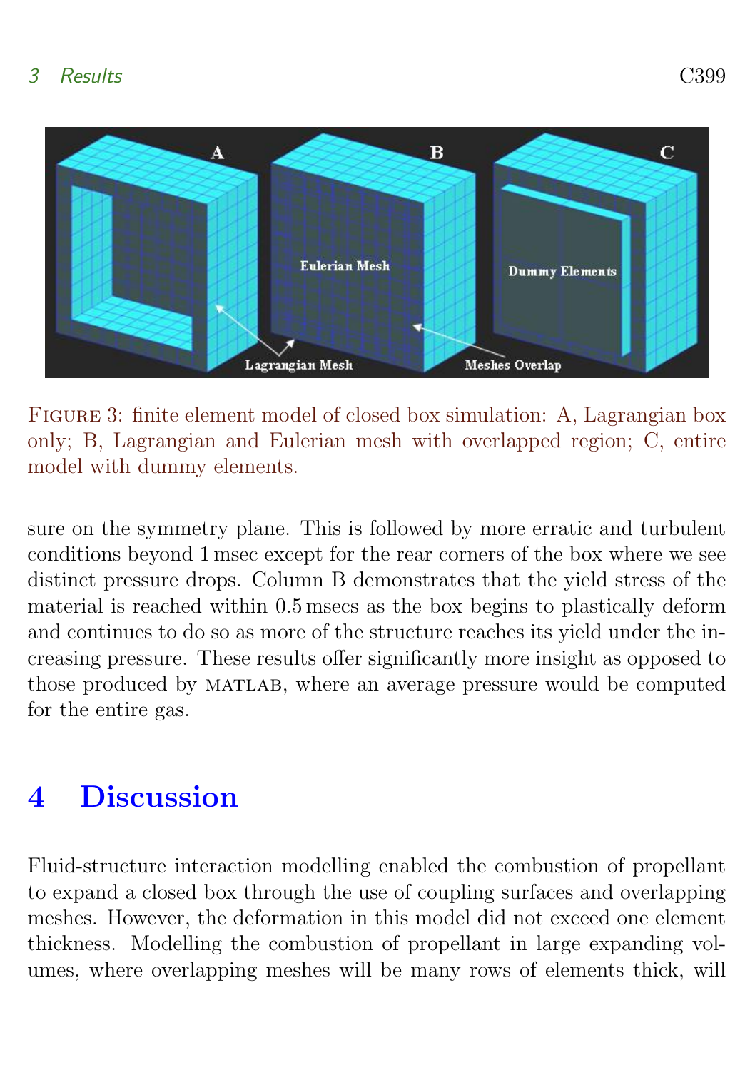Figure 3: finite element model of closed box simulation: A, Lagrangian box only; B, Lagrangian and Eulerian mesh with overlapped region; C, entire model with dummy elements.

sure on the symmetry plane. This is followed by more erratic and turbulent conditions beyond 1 msec except for the rear corners of the box where we see distinct pressure drops. Column B demonstrates that the yield stress of the material is reached within 0.5 msecs as the box begins to plastically deform and continues to do so as more of the structure reaches its yield under the increasing pressure. These results offer significantly more insight as opposed to those produced by MATLAB, where an average pressure would be computed for the entire gas.

# 4 Discussion

Fluid-structure interaction modelling enabled the combustion of propellant to expand a closed box through the use of coupling surfaces and overlapping meshes. However, the deformation in this model did not exceed one element thickness. Modelling the combustion of propellant in large expanding volumes, where overlapping meshes will be many rows of elements thick, will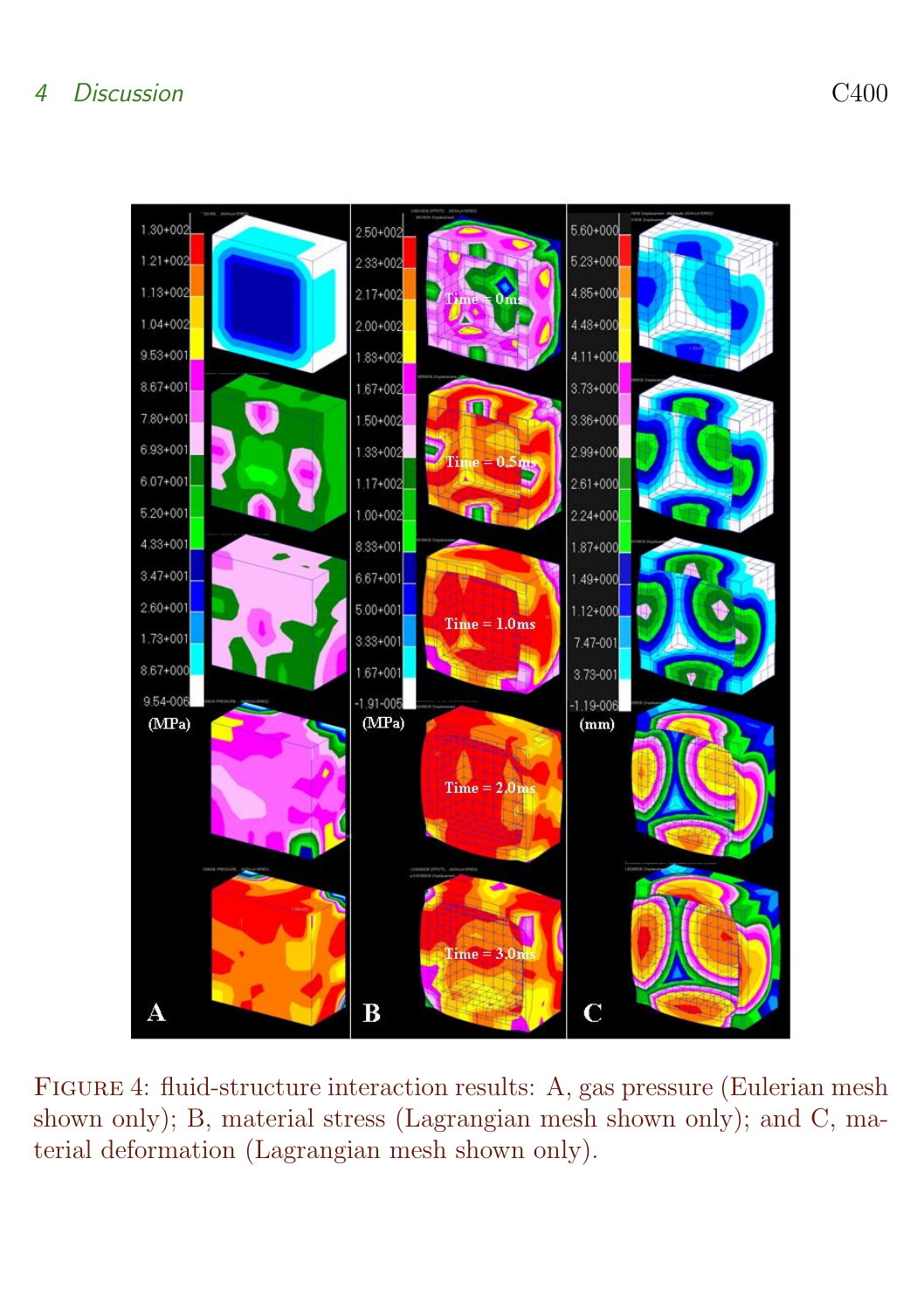FIGURE 4: fluid-structure interaction results: A, gas pressure (Eulerian mesh shown only); B, material stress (Lagrangian mesh shown only); and C, material deformation (Lagrangian mesh shown only).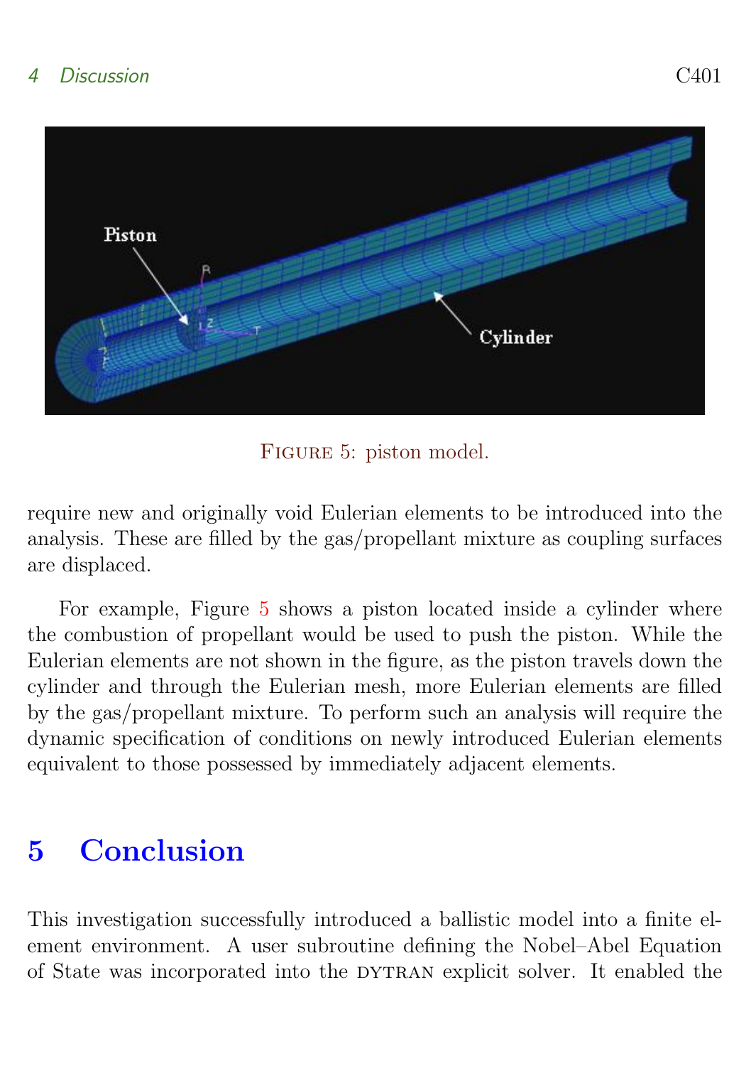Figure 5: piston model.

require new and originally void Eulerian elements to be introduced into the analysis. These are filled by the gas/propellant mixture as coupling surfaces are displaced.

For example, Figure 5 shows a piston located inside a cylinder where the combustion of propellant would be used to push the piston. While the Eulerian elements are not shown in the figure, as the piston travels down the cylinder and through the Eulerian mesh, more Eulerian elements are filled by the gas/propellant mixture. To perform such an analysis will require the dynamic specification of conditions on newly introduced Eulerian elements equivalent to those possessed by immediately adjacent elements.

# 5 Conclusion

This investigation successfully introduced a ballistic model into a finite element environment. A user subroutine defining the Nobel–Abel Equation of State was incorporated into the DYTRAN explicit solver. It enabled the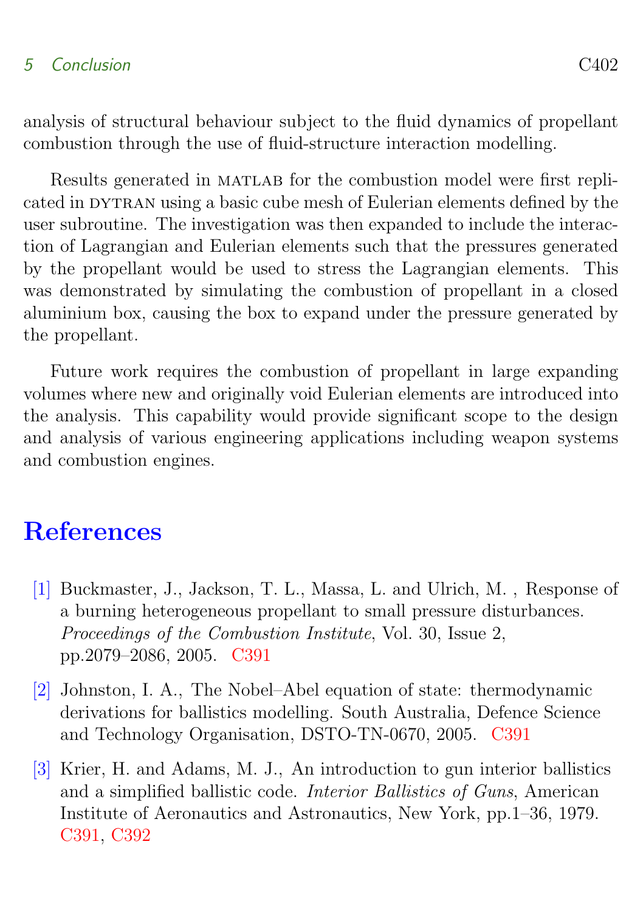analysis of structural behaviour subject to the fluid dynamics of propellant combustion through the use of fluid-structure interaction modelling.

Results generated in MATLAB for the combustion model were first replicated in DYTRAN using a basic cube mesh of Eulerian elements defined by the user subroutine. The investigation was then expanded to include the interaction of Lagrangian and Eulerian elements such that the pressures generated by the propellant would be used to stress the Lagrangian elements. This was demonstrated by simulating the combustion of propellant in a closed aluminium box, causing the box to expand under the pressure generated by the propellant.

Future work requires the combustion of propellant in large expanding volumes where new and originally void Eulerian elements are introduced into the analysis. This capability would provide significant scope to the design and analysis of various engineering applications including weapon systems and combustion engines.

## References

[1] Buckmaster, J., Jackson, T. L., Massa, L. and Ulrich, M. , Response of a burning heterogeneous propellant to small pressure disturbances. *Proceedings of the Combustion Institute*, Vol. 30, Issue 2, pp.2079–2086, 2005. C391

[2] Johnston, I. A., The Nobel–Abel equation of state: thermodynamic derivations for ballistics modelling. South Australia, Defence Science and Technology Organisation, DSTO-TN-0670, 2005. C391

[3] Krier, H. and Adams, M. J., An introduction to gun interior ballistics and a simplified ballistic code. *Interior Ballistics of Guns*, American Institute of Aeronautics and Astronautics, New York, pp.1–36, 1979. C391, C392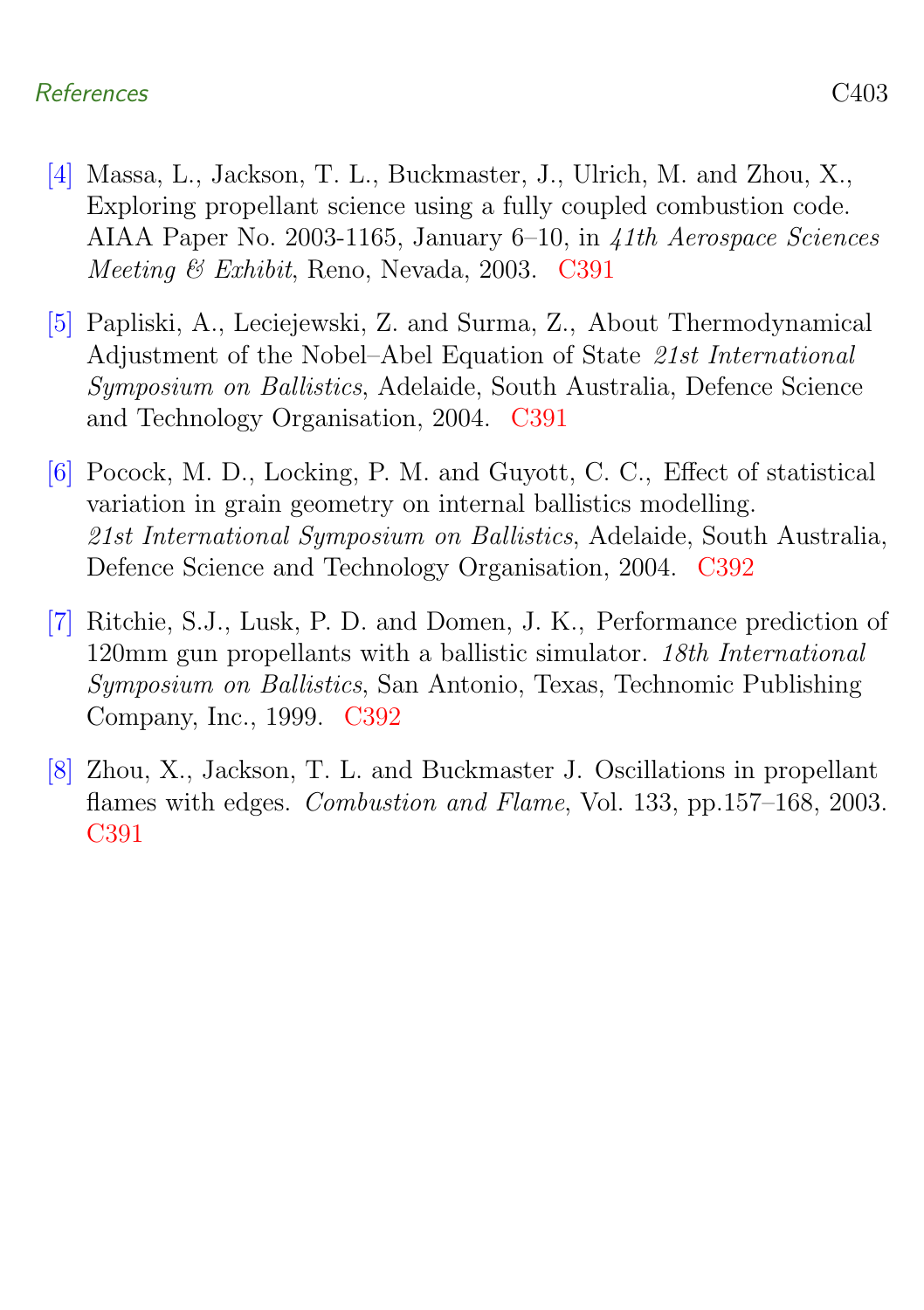[4] Massa, L., Jackson, T. L., Buckmaster, J., Ulrich, M. and Zhou, X., Exploring propellant science using a fully coupled combustion code. AIAA Paper No. 2003-1165, January 6–10, in *41th Aerospace Sciences Meeting & Exhibit*, Reno, Nevada, 2003. C391

[5] Papliski, A., Leciejewski, Z. and Surma, Z., About Thermodynamical Adjustment of the Nobel–Abel Equation of State *21st International Symposium on Ballistics*, Adelaide, South Australia, Defence Science and Technology Organisation, 2004. C391

[6] Pocock, M. D., Locking, P. M. and Guyott, C. C., Effect of statistical variation in grain geometry on internal ballistics modelling. *21st International Symposium on Ballistics*, Adelaide, South Australia, Defence Science and Technology Organisation, 2004. C392

[7] Ritchie, S.J., Lusk, P. D. and Domen, J. K., Performance prediction of 120mm gun propellants with a ballistic simulator. *18th International Symposium on Ballistics*, San Antonio, Texas, Technomic Publishing Company, Inc., 1999. C392

[8] Zhou, X., Jackson, T. L. and Buckmaster J. Oscillations in propellant flames with edges. *Combustion and Flame*, Vol. 133, pp.157–168, 2003. C391